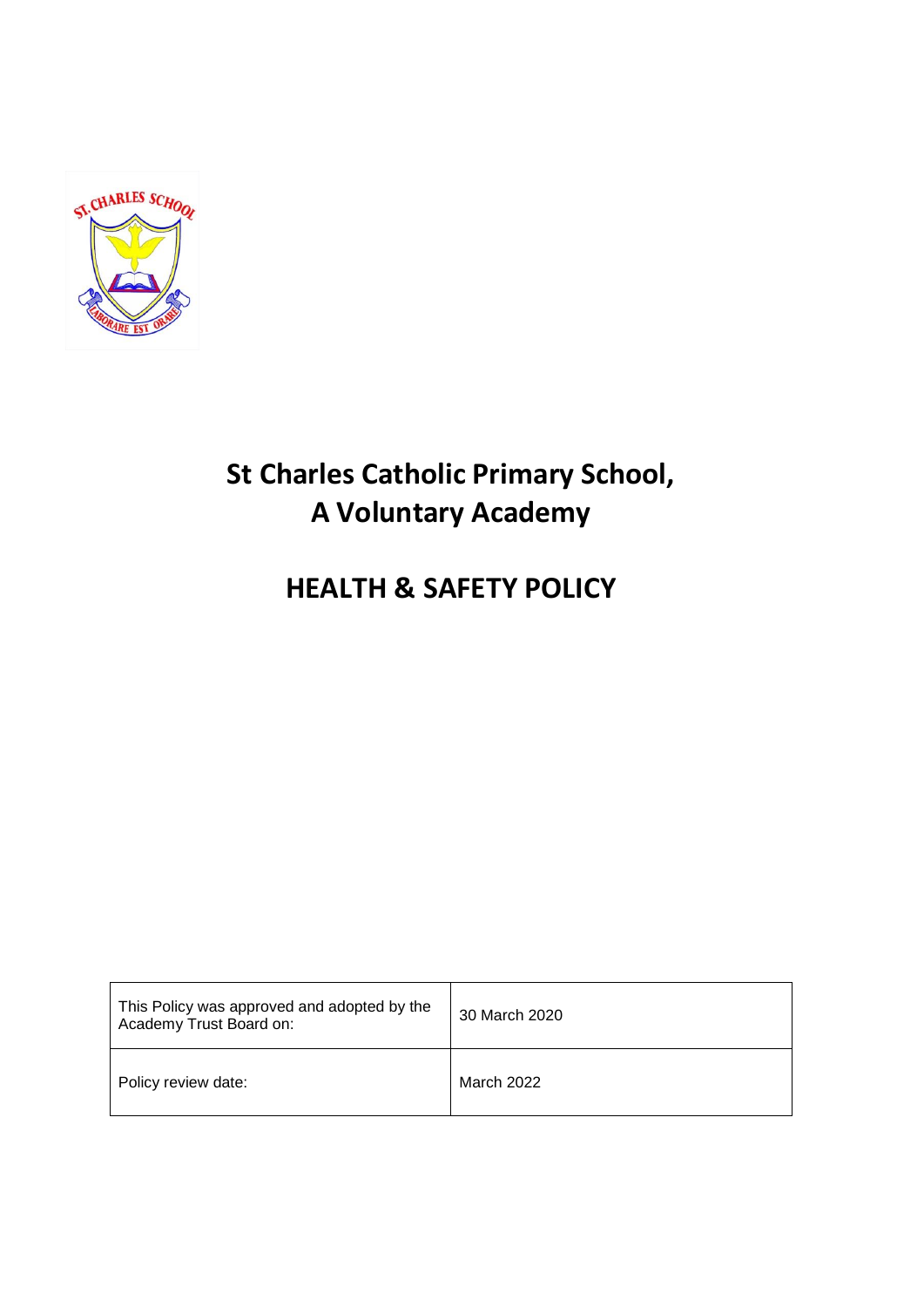# St Charles Catholic Primary School, A Voluntary Academy

# HEALTH & SAFETY POLICY

| This Policy was approved and adopted by the Academy Trust Board on: | 30 March 2020 |
|---|---|
| Policy review date: | March 2022 |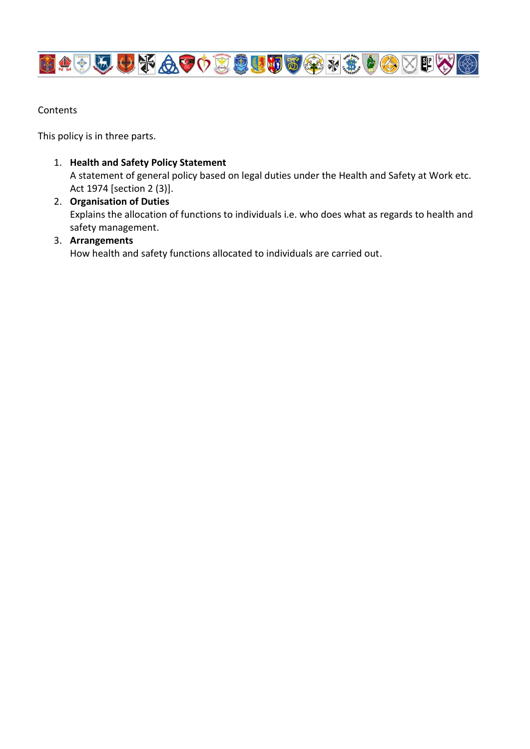Contents

This policy is in three parts.

1. **Health and Safety Policy Statement**
   A statement of general policy based on legal duties under the Health and Safety at Work etc. Act 1974 [section 2 (3)].
2. **Organisation of Duties**
   Explains the allocation of functions to individuals i.e. who does what as regards to health and safety management.
3. **Arrangements**
   How health and safety functions allocated to individuals are carried out.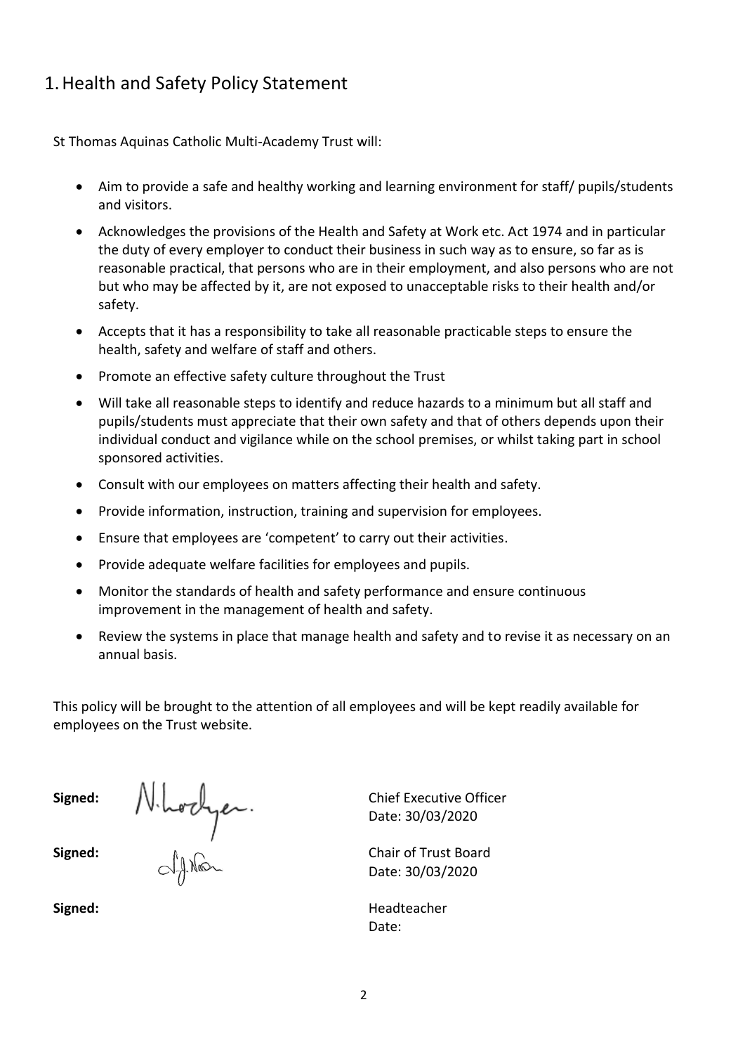# 1. Health and Safety Policy Statement

St Thomas Aquinas Catholic Multi-Academy Trust will:

- Aim to provide a safe and healthy working and learning environment for staff/ pupils/students and visitors.
- Acknowledges the provisions of the Health and Safety at Work etc. Act 1974 and in particular the duty of every employer to conduct their business in such way as to ensure, so far as is reasonable practical, that persons who are in their employment, and also persons who are not but who may be affected by it, are not exposed to unacceptable risks to their health and/or safety.
- Accepts that it has a responsibility to take all reasonable practicable steps to ensure the health, safety and welfare of staff and others.
- Promote an effective safety culture throughout the Trust
- Will take all reasonable steps to identify and reduce hazards to a minimum but all staff and pupils/students must appreciate that their own safety and that of others depends upon their individual conduct and vigilance while on the school premises, or whilst taking part in school sponsored activities.
- Consult with our employees on matters affecting their health and safety.
- Provide information, instruction, training and supervision for employees.
- Ensure that employees are 'competent' to carry out their activities.
- Provide adequate welfare facilities for employees and pupils.
- Monitor the standards of health and safety performance and ensure continuous improvement in the management of health and safety.
- Review the systems in place that manage health and safety and to revise it as necessary on an annual basis.

This policy will be brought to the attention of all employees and will be kept readily available for employees on the Trust website.

**Signed:** N. Hodgen. — Chief Executive Officer, Date: 30/03/2020

**Signed:** — Chair of Trust Board, Date: 30/03/2020

**Signed:** — Headteacher, Date: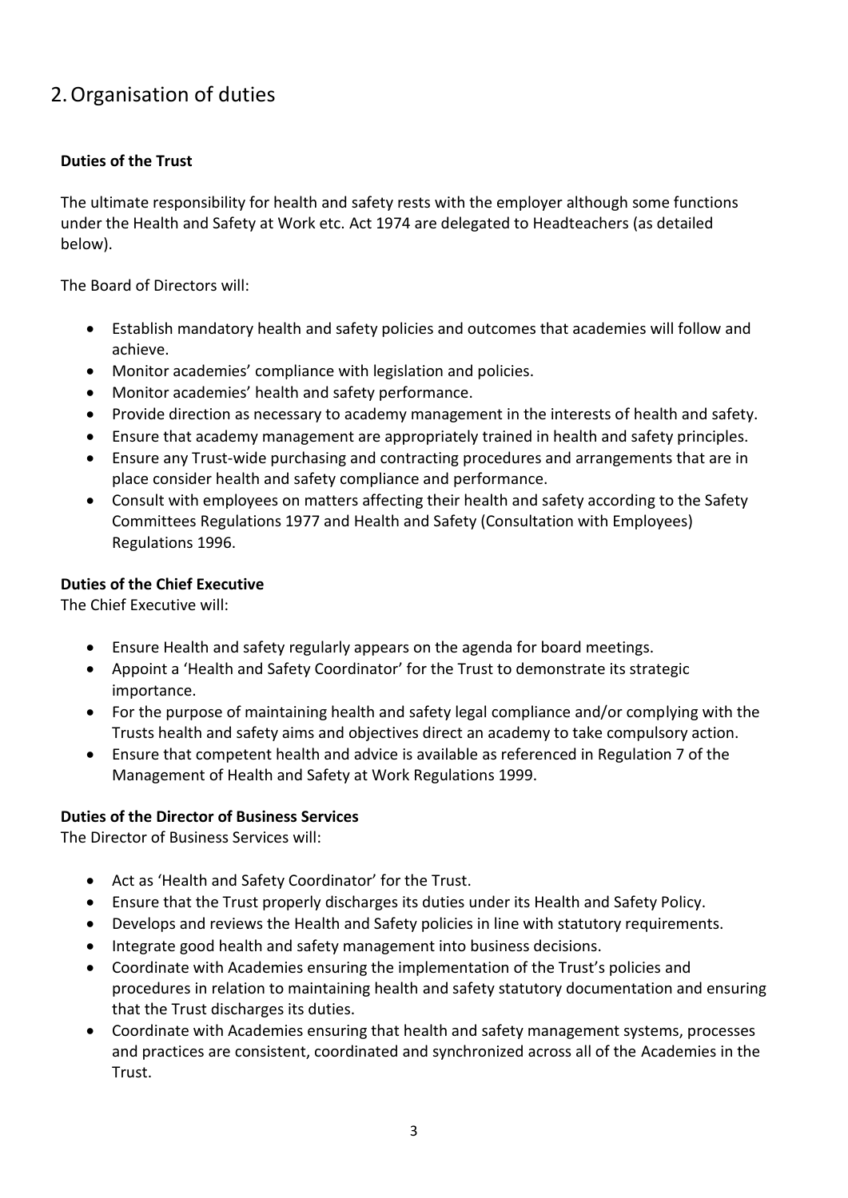## 2. Organisation of duties

**Duties of the Trust**

The ultimate responsibility for health and safety rests with the employer although some functions under the Health and Safety at Work etc. Act 1974 are delegated to Headteachers (as detailed below).

The Board of Directors will:

- Establish mandatory health and safety policies and outcomes that academies will follow and achieve.
- Monitor academies' compliance with legislation and policies.
- Monitor academies' health and safety performance.
- Provide direction as necessary to academy management in the interests of health and safety.
- Ensure that academy management are appropriately trained in health and safety principles.
- Ensure any Trust-wide purchasing and contracting procedures and arrangements that are in place consider health and safety compliance and performance.
- Consult with employees on matters affecting their health and safety according to the Safety Committees Regulations 1977 and Health and Safety (Consultation with Employees) Regulations 1996.

**Duties of the Chief Executive**

The Chief Executive will:

- Ensure Health and safety regularly appears on the agenda for board meetings.
- Appoint a 'Health and Safety Coordinator' for the Trust to demonstrate its strategic importance.
- For the purpose of maintaining health and safety legal compliance and/or complying with the Trusts health and safety aims and objectives direct an academy to take compulsory action.
- Ensure that competent health and advice is available as referenced in Regulation 7 of the Management of Health and Safety at Work Regulations 1999.

**Duties of the Director of Business Services**

The Director of Business Services will:

- Act as 'Health and Safety Coordinator' for the Trust.
- Ensure that the Trust properly discharges its duties under its Health and Safety Policy.
- Develops and reviews the Health and Safety policies in line with statutory requirements.
- Integrate good health and safety management into business decisions.
- Coordinate with Academies ensuring the implementation of the Trust's policies and procedures in relation to maintaining health and safety statutory documentation and ensuring that the Trust discharges its duties.
- Coordinate with Academies ensuring that health and safety management systems, processes and practices are consistent, coordinated and synchronized across all of the Academies in the Trust.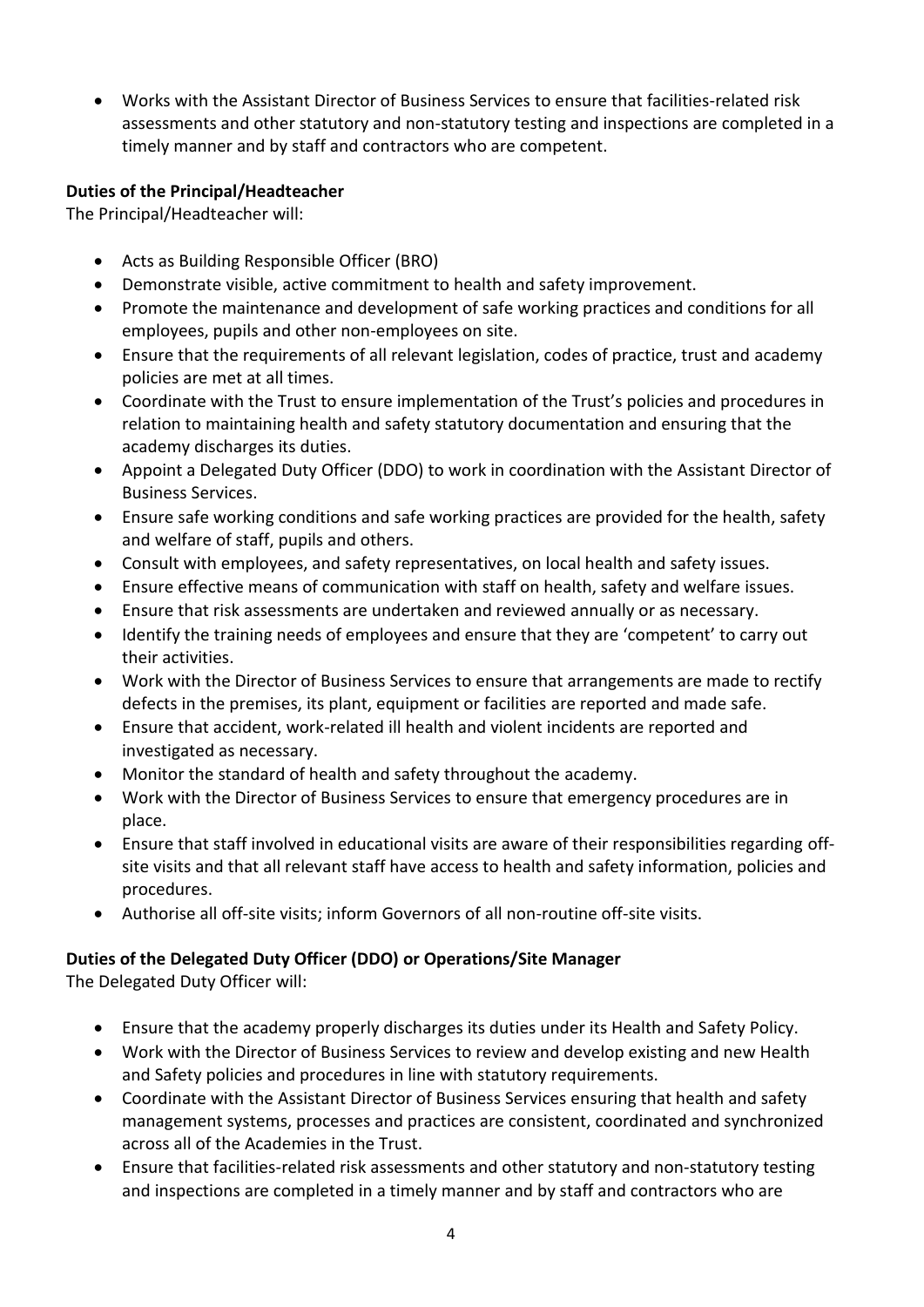- Works with the Assistant Director of Business Services to ensure that facilities-related risk assessments and other statutory and non-statutory testing and inspections are completed in a timely manner and by staff and contractors who are competent.

**Duties of the Principal/Headteacher**

The Principal/Headteacher will:

- Acts as Building Responsible Officer (BRO)
- Demonstrate visible, active commitment to health and safety improvement.
- Promote the maintenance and development of safe working practices and conditions for all employees, pupils and other non-employees on site.
- Ensure that the requirements of all relevant legislation, codes of practice, trust and academy policies are met at all times.
- Coordinate with the Trust to ensure implementation of the Trust's policies and procedures in relation to maintaining health and safety statutory documentation and ensuring that the academy discharges its duties.
- Appoint a Delegated Duty Officer (DDO) to work in coordination with the Assistant Director of Business Services.
- Ensure safe working conditions and safe working practices are provided for the health, safety and welfare of staff, pupils and others.
- Consult with employees, and safety representatives, on local health and safety issues.
- Ensure effective means of communication with staff on health, safety and welfare issues.
- Ensure that risk assessments are undertaken and reviewed annually or as necessary.
- Identify the training needs of employees and ensure that they are 'competent' to carry out their activities.
- Work with the Director of Business Services to ensure that arrangements are made to rectify defects in the premises, its plant, equipment or facilities are reported and made safe.
- Ensure that accident, work-related ill health and violent incidents are reported and investigated as necessary.
- Monitor the standard of health and safety throughout the academy.
- Work with the Director of Business Services to ensure that emergency procedures are in place.
- Ensure that staff involved in educational visits are aware of their responsibilities regarding off-site visits and that all relevant staff have access to health and safety information, policies and procedures.
- Authorise all off-site visits; inform Governors of all non-routine off-site visits.

**Duties of the Delegated Duty Officer (DDO) or Operations/Site Manager**

The Delegated Duty Officer will:

- Ensure that the academy properly discharges its duties under its Health and Safety Policy.
- Work with the Director of Business Services to review and develop existing and new Health and Safety policies and procedures in line with statutory requirements.
- Coordinate with the Assistant Director of Business Services ensuring that health and safety management systems, processes and practices are consistent, coordinated and synchronized across all of the Academies in the Trust.
- Ensure that facilities-related risk assessments and other statutory and non-statutory testing and inspections are completed in a timely manner and by staff and contractors who are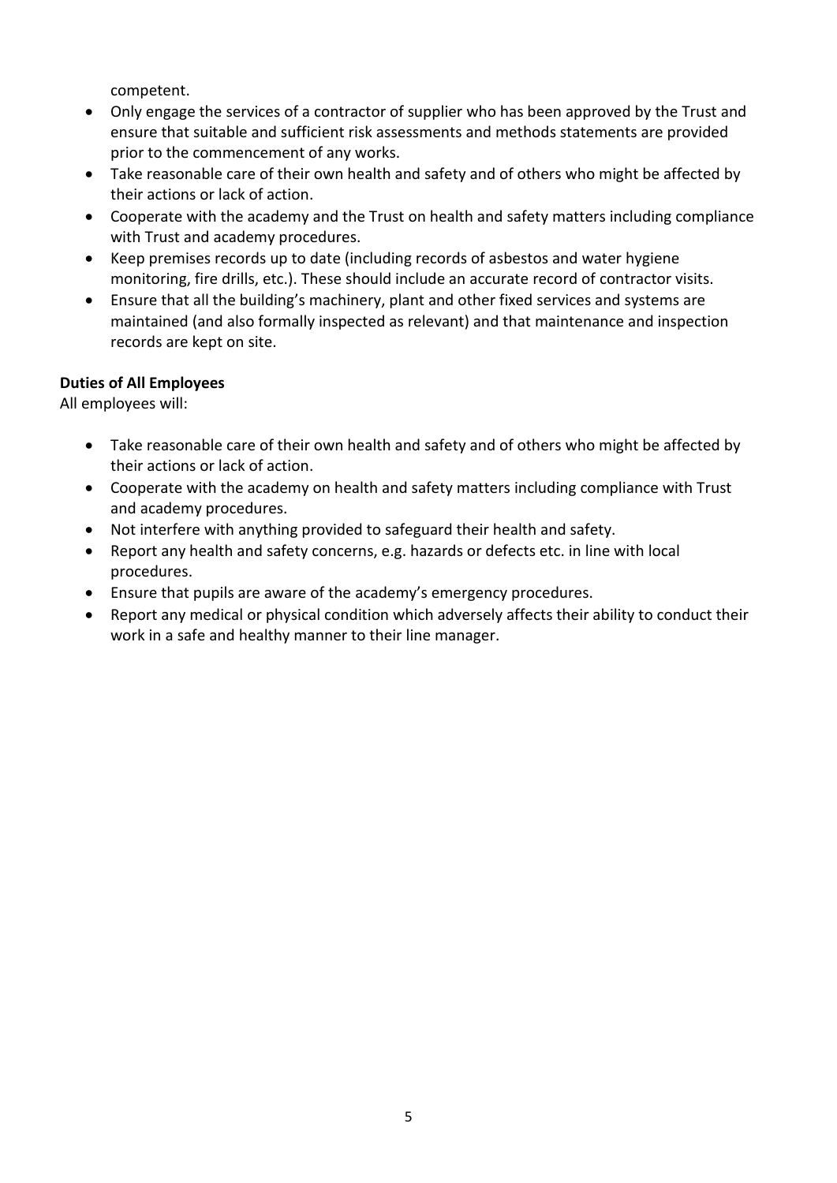competent.

- Only engage the services of a contractor of supplier who has been approved by the Trust and ensure that suitable and sufficient risk assessments and methods statements are provided prior to the commencement of any works.
- Take reasonable care of their own health and safety and of others who might be affected by their actions or lack of action.
- Cooperate with the academy and the Trust on health and safety matters including compliance with Trust and academy procedures.
- Keep premises records up to date (including records of asbestos and water hygiene monitoring, fire drills, etc.). These should include an accurate record of contractor visits.
- Ensure that all the building's machinery, plant and other fixed services and systems are maintained (and also formally inspected as relevant) and that maintenance and inspection records are kept on site.

**Duties of All Employees**

All employees will:

- Take reasonable care of their own health and safety and of others who might be affected by their actions or lack of action.
- Cooperate with the academy on health and safety matters including compliance with Trust and academy procedures.
- Not interfere with anything provided to safeguard their health and safety.
- Report any health and safety concerns, e.g. hazards or defects etc. in line with local procedures.
- Ensure that pupils are aware of the academy's emergency procedures.
- Report any medical or physical condition which adversely affects their ability to conduct their work in a safe and healthy manner to their line manager.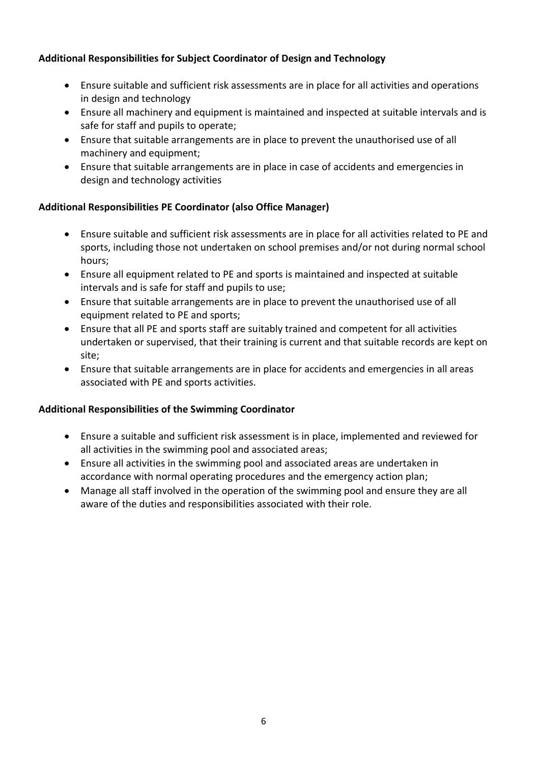**Additional Responsibilities for Subject Coordinator of Design and Technology**

- Ensure suitable and sufficient risk assessments are in place for all activities and operations in design and technology
- Ensure all machinery and equipment is maintained and inspected at suitable intervals and is safe for staff and pupils to operate;
- Ensure that suitable arrangements are in place to prevent the unauthorised use of all machinery and equipment;
- Ensure that suitable arrangements are in place in case of accidents and emergencies in design and technology activities

**Additional Responsibilities PE Coordinator (also Office Manager)**

- Ensure suitable and sufficient risk assessments are in place for all activities related to PE and sports, including those not undertaken on school premises and/or not during normal school hours;
- Ensure all equipment related to PE and sports is maintained and inspected at suitable intervals and is safe for staff and pupils to use;
- Ensure that suitable arrangements are in place to prevent the unauthorised use of all equipment related to PE and sports;
- Ensure that all PE and sports staff are suitably trained and competent for all activities undertaken or supervised, that their training is current and that suitable records are kept on site;
- Ensure that suitable arrangements are in place for accidents and emergencies in all areas associated with PE and sports activities.

**Additional Responsibilities of the Swimming Coordinator**

- Ensure a suitable and sufficient risk assessment is in place, implemented and reviewed for all activities in the swimming pool and associated areas;
- Ensure all activities in the swimming pool and associated areas are undertaken in accordance with normal operating procedures and the emergency action plan;
- Manage all staff involved in the operation of the swimming pool and ensure they are all aware of the duties and responsibilities associated with their role.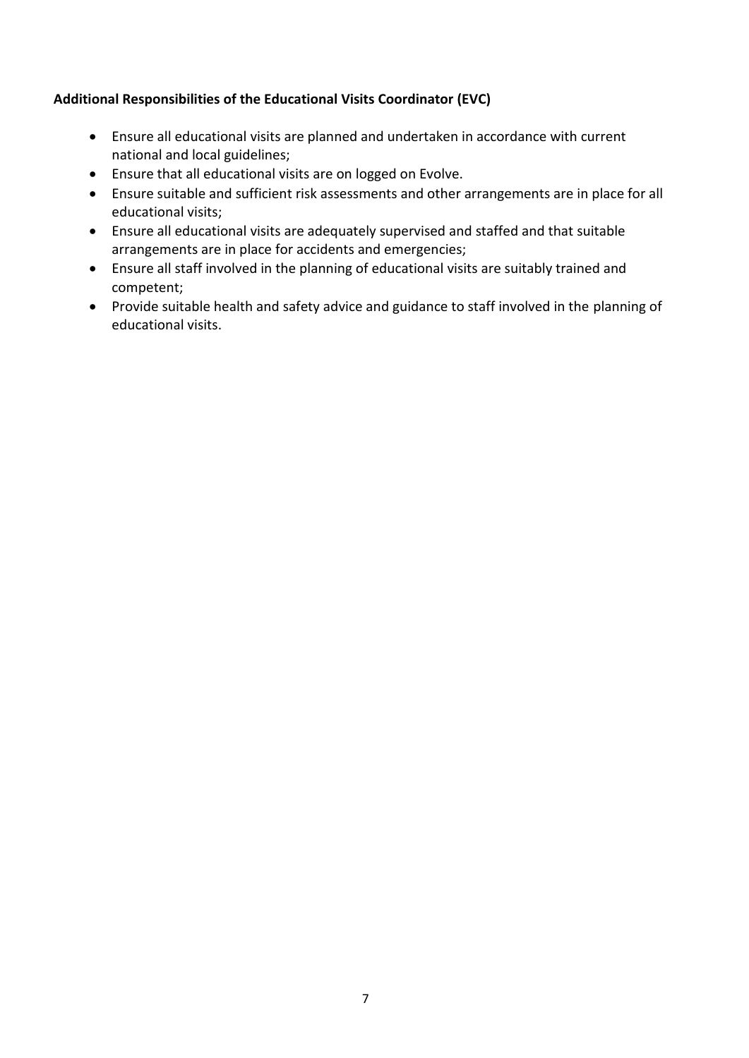**Additional Responsibilities of the Educational Visits Coordinator (EVC)**

- Ensure all educational visits are planned and undertaken in accordance with current national and local guidelines;
- Ensure that all educational visits are on logged on Evolve.
- Ensure suitable and sufficient risk assessments and other arrangements are in place for all educational visits;
- Ensure all educational visits are adequately supervised and staffed and that suitable arrangements are in place for accidents and emergencies;
- Ensure all staff involved in the planning of educational visits are suitably trained and competent;
- Provide suitable health and safety advice and guidance to staff involved in the planning of educational visits.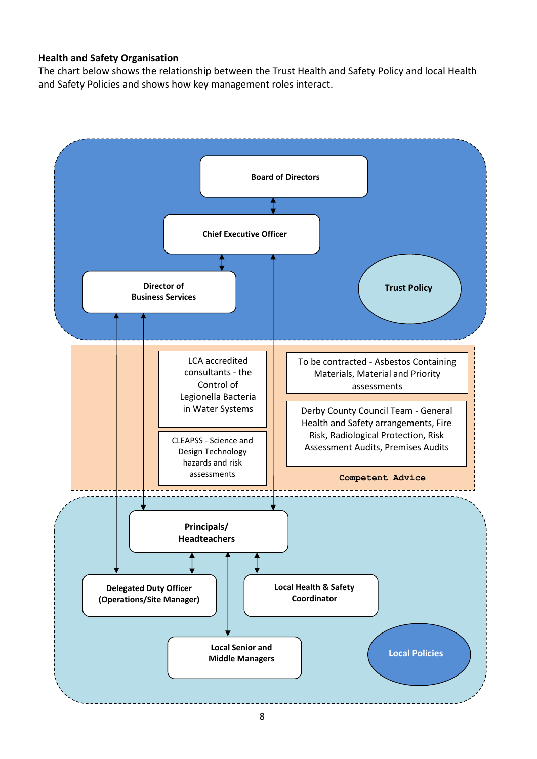**Health and Safety Organisation**

The chart below shows the relationship between the Trust Health and Safety Policy and local Health and Safety Policies and shows how key management roles interact.

**Board of Directors**

**Chief Executive Officer**

**Director of Business Services**

**Trust Policy**

LCA accredited consultants - the Control of Legionella Bacteria in Water Systems

CLEAPSS - Science and Design Technology hazards and risk assessments

To be contracted - Asbestos Containing Materials, Material and Priority assessments

Derby County Council Team - General Health and Safety arrangements, Fire Risk, Radiological Protection, Risk Assessment Audits, Premises Audits

**Competent Advice**

**Principals/ Headteachers**

**Delegated Duty Officer (Operations/Site Manager)**

**Local Health & Safety Coordinator**

**Local Senior and Middle Managers**

**Local Policies**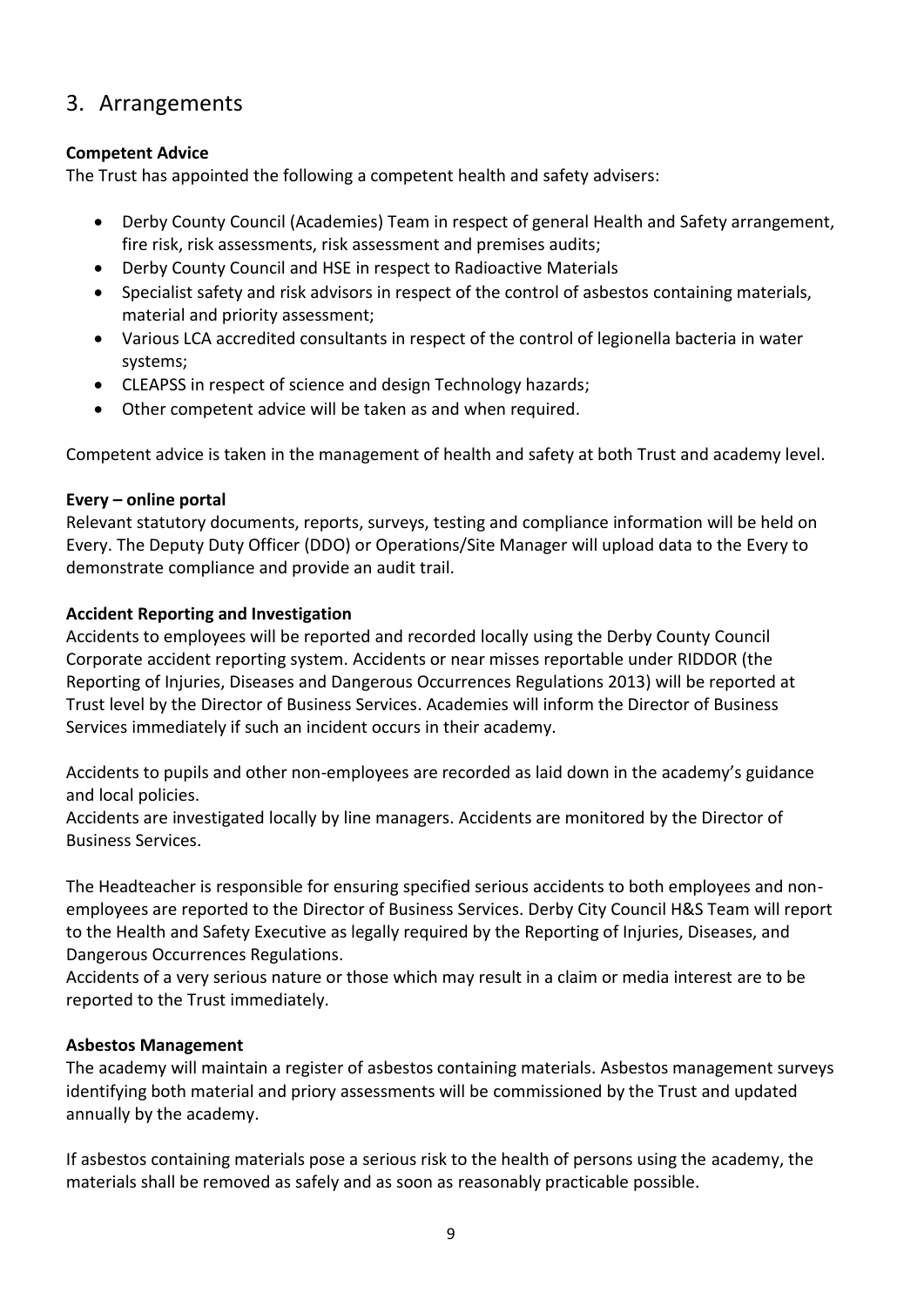## 3. Arrangements

**Competent Advice**

The Trust has appointed the following a competent health and safety advisers:

- Derby County Council (Academies) Team in respect of general Health and Safety arrangement, fire risk, risk assessments, risk assessment and premises audits;
- Derby County Council and HSE in respect to Radioactive Materials
- Specialist safety and risk advisors in respect of the control of asbestos containing materials, material and priority assessment;
- Various LCA accredited consultants in respect of the control of legionella bacteria in water systems;
- CLEAPSS in respect of science and design Technology hazards;
- Other competent advice will be taken as and when required.

Competent advice is taken in the management of health and safety at both Trust and academy level.

**Every – online portal**

Relevant statutory documents, reports, surveys, testing and compliance information will be held on Every. The Deputy Duty Officer (DDO) or Operations/Site Manager will upload data to the Every to demonstrate compliance and provide an audit trail.

**Accident Reporting and Investigation**

Accidents to employees will be reported and recorded locally using the Derby County Council Corporate accident reporting system. Accidents or near misses reportable under RIDDOR (the Reporting of Injuries, Diseases and Dangerous Occurrences Regulations 2013) will be reported at Trust level by the Director of Business Services. Academies will inform the Director of Business Services immediately if such an incident occurs in their academy.

Accidents to pupils and other non-employees are recorded as laid down in the academy's guidance and local policies.

Accidents are investigated locally by line managers. Accidents are monitored by the Director of Business Services.

The Headteacher is responsible for ensuring specified serious accidents to both employees and non-employees are reported to the Director of Business Services. Derby City Council H&S Team will report to the Health and Safety Executive as legally required by the Reporting of Injuries, Diseases, and Dangerous Occurrences Regulations.

Accidents of a very serious nature or those which may result in a claim or media interest are to be reported to the Trust immediately.

**Asbestos Management**

The academy will maintain a register of asbestos containing materials. Asbestos management surveys identifying both material and priory assessments will be commissioned by the Trust and updated annually by the academy.

If asbestos containing materials pose a serious risk to the health of persons using the academy, the materials shall be removed as safely and as soon as reasonably practicable possible.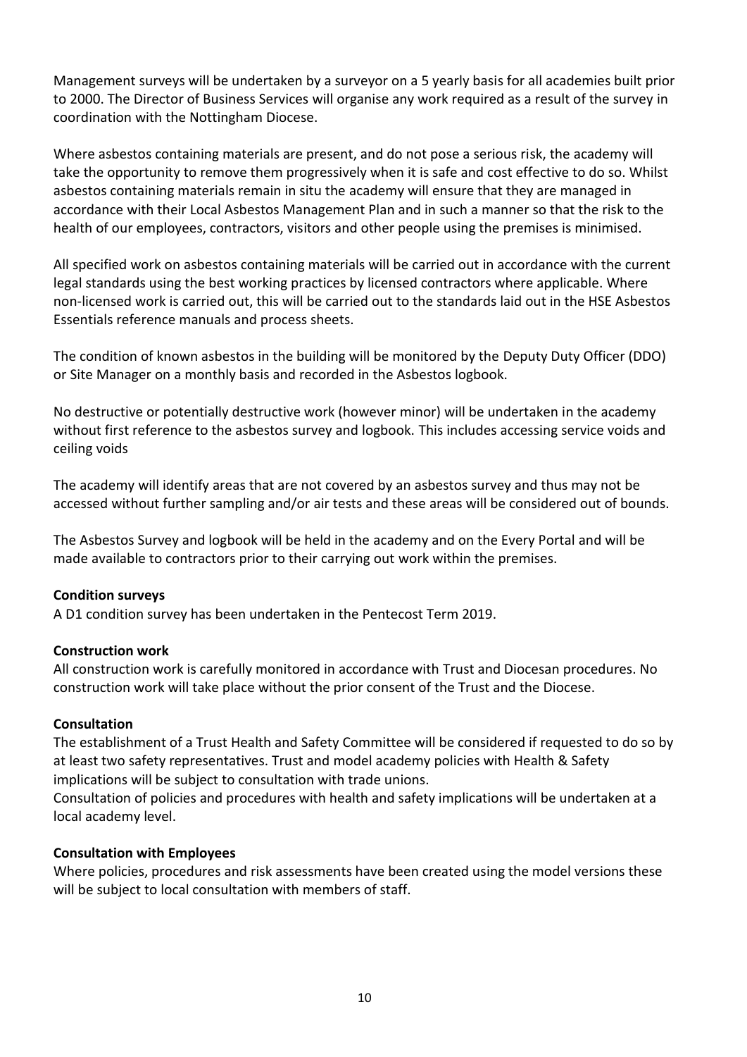Management surveys will be undertaken by a surveyor on a 5 yearly basis for all academies built prior to 2000. The Director of Business Services will organise any work required as a result of the survey in coordination with the Nottingham Diocese.

Where asbestos containing materials are present, and do not pose a serious risk, the academy will take the opportunity to remove them progressively when it is safe and cost effective to do so. Whilst asbestos containing materials remain in situ the academy will ensure that they are managed in accordance with their Local Asbestos Management Plan and in such a manner so that the risk to the health of our employees, contractors, visitors and other people using the premises is minimised.

All specified work on asbestos containing materials will be carried out in accordance with the current legal standards using the best working practices by licensed contractors where applicable. Where non-licensed work is carried out, this will be carried out to the standards laid out in the HSE Asbestos Essentials reference manuals and process sheets.

The condition of known asbestos in the building will be monitored by the Deputy Duty Officer (DDO) or Site Manager on a monthly basis and recorded in the Asbestos logbook.

No destructive or potentially destructive work (however minor) will be undertaken in the academy without first reference to the asbestos survey and logbook. This includes accessing service voids and ceiling voids

The academy will identify areas that are not covered by an asbestos survey and thus may not be accessed without further sampling and/or air tests and these areas will be considered out of bounds.

The Asbestos Survey and logbook will be held in the academy and on the Every Portal and will be made available to contractors prior to their carrying out work within the premises.

**Condition surveys**

A D1 condition survey has been undertaken in the Pentecost Term 2019.

**Construction work**

All construction work is carefully monitored in accordance with Trust and Diocesan procedures. No construction work will take place without the prior consent of the Trust and the Diocese.

**Consultation**

The establishment of a Trust Health and Safety Committee will be considered if requested to do so by at least two safety representatives. Trust and model academy policies with Health & Safety implications will be subject to consultation with trade unions.

Consultation of policies and procedures with health and safety implications will be undertaken at a local academy level.

**Consultation with Employees**

Where policies, procedures and risk assessments have been created using the model versions these will be subject to local consultation with members of staff.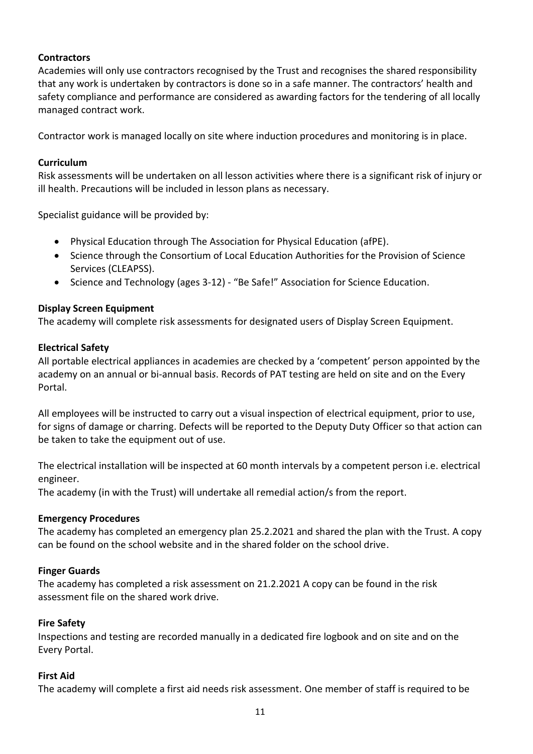**Contractors**

Academies will only use contractors recognised by the Trust and recognises the shared responsibility that any work is undertaken by contractors is done so in a safe manner. The contractors' health and safety compliance and performance are considered as awarding factors for the tendering of all locally managed contract work.

Contractor work is managed locally on site where induction procedures and monitoring is in place.

**Curriculum**

Risk assessments will be undertaken on all lesson activities where there is a significant risk of injury or ill health. Precautions will be included in lesson plans as necessary.

Specialist guidance will be provided by:

- Physical Education through The Association for Physical Education (afPE).
- Science through the Consortium of Local Education Authorities for the Provision of Science Services (CLEAPSS).
- Science and Technology (ages 3-12) - "Be Safe!" Association for Science Education.

**Display Screen Equipment**

The academy will complete risk assessments for designated users of Display Screen Equipment.

**Electrical Safety**

All portable electrical appliances in academies are checked by a 'competent' person appointed by the academy on an annual or bi-annual basis. Records of PAT testing are held on site and on the Every Portal.

All employees will be instructed to carry out a visual inspection of electrical equipment, prior to use, for signs of damage or charring. Defects will be reported to the Deputy Duty Officer so that action can be taken to take the equipment out of use.

The electrical installation will be inspected at 60 month intervals by a competent person i.e. electrical engineer.
The academy (in with the Trust) will undertake all remedial action/s from the report.

**Emergency Procedures**

The academy has completed an emergency plan 25.2.2021 and shared the plan with the Trust. A copy can be found on the school website and in the shared folder on the school drive.

**Finger Guards**

The academy has completed a risk assessment on 21.2.2021 A copy can be found in the risk assessment file on the shared work drive.

**Fire Safety**

Inspections and testing are recorded manually in a dedicated fire logbook and on site and on the Every Portal.

**First Aid**

The academy will complete a first aid needs risk assessment. One member of staff is required to be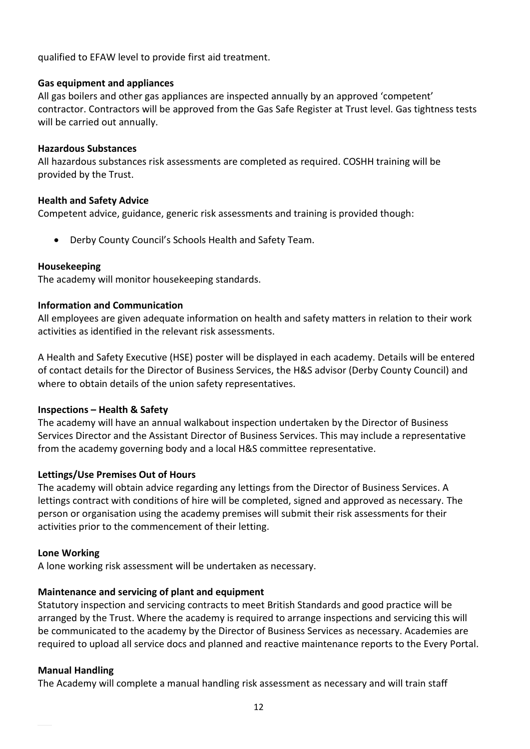qualified to EFAW level to provide first aid treatment.

**Gas equipment and appliances**

All gas boilers and other gas appliances are inspected annually by an approved 'competent' contractor. Contractors will be approved from the Gas Safe Register at Trust level. Gas tightness tests will be carried out annually.

**Hazardous Substances**

All hazardous substances risk assessments are completed as required. COSHH training will be provided by the Trust.

**Health and Safety Advice**

Competent advice, guidance, generic risk assessments and training is provided though:

- Derby County Council's Schools Health and Safety Team.

**Housekeeping**

The academy will monitor housekeeping standards.

**Information and Communication**

All employees are given adequate information on health and safety matters in relation to their work activities as identified in the relevant risk assessments.

A Health and Safety Executive (HSE) poster will be displayed in each academy. Details will be entered of contact details for the Director of Business Services, the H&S advisor (Derby County Council) and where to obtain details of the union safety representatives.

**Inspections – Health & Safety**

The academy will have an annual walkabout inspection undertaken by the Director of Business Services Director and the Assistant Director of Business Services. This may include a representative from the academy governing body and a local H&S committee representative.

**Lettings/Use Premises Out of Hours**

The academy will obtain advice regarding any lettings from the Director of Business Services. A lettings contract with conditions of hire will be completed, signed and approved as necessary. The person or organisation using the academy premises will submit their risk assessments for their activities prior to the commencement of their letting.

**Lone Working**

A lone working risk assessment will be undertaken as necessary.

**Maintenance and servicing of plant and equipment**

Statutory inspection and servicing contracts to meet British Standards and good practice will be arranged by the Trust. Where the academy is required to arrange inspections and servicing this will be communicated to the academy by the Director of Business Services as necessary. Academies are required to upload all service docs and planned and reactive maintenance reports to the Every Portal.

**Manual Handling**

The Academy will complete a manual handling risk assessment as necessary and will train staff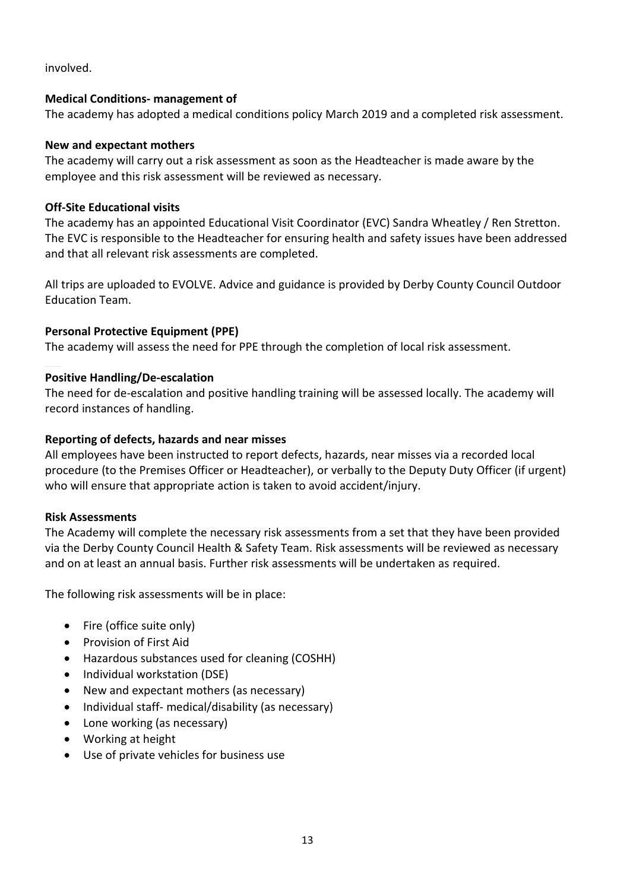involved.

**Medical Conditions- management of**

The academy has adopted a medical conditions policy March 2019 and a completed risk assessment.

**New and expectant mothers**

The academy will carry out a risk assessment as soon as the Headteacher is made aware by the employee and this risk assessment will be reviewed as necessary.

**Off-Site Educational visits**

The academy has an appointed Educational Visit Coordinator (EVC) Sandra Wheatley / Ren Stretton. The EVC is responsible to the Headteacher for ensuring health and safety issues have been addressed and that all relevant risk assessments are completed.

All trips are uploaded to EVOLVE. Advice and guidance is provided by Derby County Council Outdoor Education Team.

**Personal Protective Equipment (PPE)**

The academy will assess the need for PPE through the completion of local risk assessment.

**Positive Handling/De-escalation**

The need for de-escalation and positive handling training will be assessed locally. The academy will record instances of handling.

**Reporting of defects, hazards and near misses**

All employees have been instructed to report defects, hazards, near misses via a recorded local procedure (to the Premises Officer or Headteacher), or verbally to the Deputy Duty Officer (if urgent) who will ensure that appropriate action is taken to avoid accident/injury.

**Risk Assessments**

The Academy will complete the necessary risk assessments from a set that they have been provided via the Derby County Council Health & Safety Team. Risk assessments will be reviewed as necessary and on at least an annual basis. Further risk assessments will be undertaken as required.

The following risk assessments will be in place:

- Fire (office suite only)
- Provision of First Aid
- Hazardous substances used for cleaning (COSHH)
- Individual workstation (DSE)
- New and expectant mothers (as necessary)
- Individual staff- medical/disability (as necessary)
- Lone working (as necessary)
- Working at height
- Use of private vehicles for business use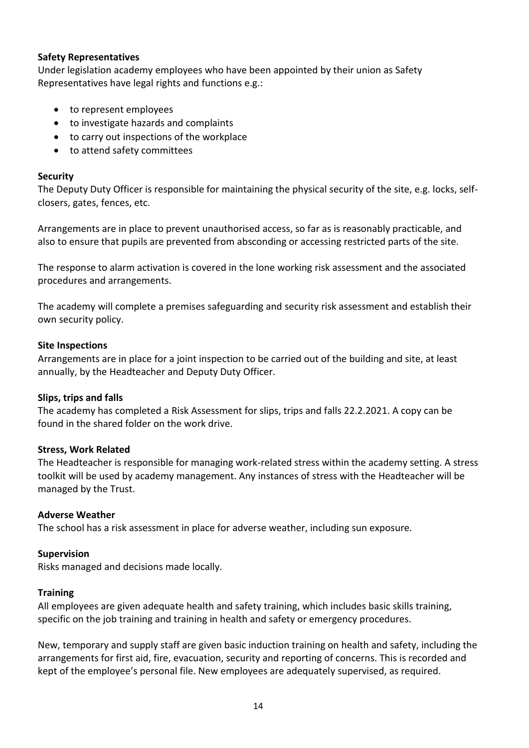**Safety Representatives**

Under legislation academy employees who have been appointed by their union as Safety Representatives have legal rights and functions e.g.:

- to represent employees
- to investigate hazards and complaints
- to carry out inspections of the workplace
- to attend safety committees

**Security**

The Deputy Duty Officer is responsible for maintaining the physical security of the site, e.g. locks, self-closers, gates, fences, etc.

Arrangements are in place to prevent unauthorised access, so far as is reasonably practicable, and also to ensure that pupils are prevented from absconding or accessing restricted parts of the site.

The response to alarm activation is covered in the lone working risk assessment and the associated procedures and arrangements.

The academy will complete a premises safeguarding and security risk assessment and establish their own security policy.

**Site Inspections**

Arrangements are in place for a joint inspection to be carried out of the building and site, at least annually, by the Headteacher and Deputy Duty Officer.

**Slips, trips and falls**

The academy has completed a Risk Assessment for slips, trips and falls 22.2.2021. A copy can be found in the shared folder on the work drive.

**Stress, Work Related**

The Headteacher is responsible for managing work-related stress within the academy setting. A stress toolkit will be used by academy management. Any instances of stress with the Headteacher will be managed by the Trust.

**Adverse Weather**

The school has a risk assessment in place for adverse weather, including sun exposure.

**Supervision**

Risks managed and decisions made locally.

**Training**

All employees are given adequate health and safety training, which includes basic skills training, specific on the job training and training in health and safety or emergency procedures.

New, temporary and supply staff are given basic induction training on health and safety, including the arrangements for first aid, fire, evacuation, security and reporting of concerns. This is recorded and kept of the employee's personal file. New employees are adequately supervised, as required.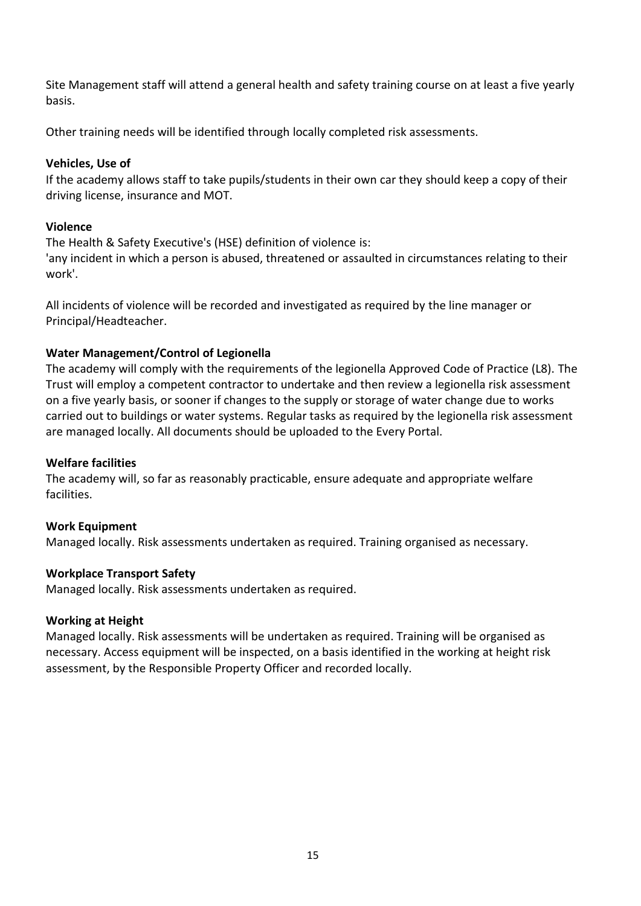Site Management staff will attend a general health and safety training course on at least a five yearly basis.

Other training needs will be identified through locally completed risk assessments.

**Vehicles, Use of**

If the academy allows staff to take pupils/students in their own car they should keep a copy of their driving license, insurance and MOT.

**Violence**

The Health & Safety Executive's (HSE) definition of violence is:
'any incident in which a person is abused, threatened or assaulted in circumstances relating to their work'.

All incidents of violence will be recorded and investigated as required by the line manager or Principal/Headteacher.

**Water Management/Control of Legionella**

The academy will comply with the requirements of the legionella Approved Code of Practice (L8). The Trust will employ a competent contractor to undertake and then review a legionella risk assessment on a five yearly basis, or sooner if changes to the supply or storage of water change due to works carried out to buildings or water systems. Regular tasks as required by the legionella risk assessment are managed locally. All documents should be uploaded to the Every Portal.

**Welfare facilities**

The academy will, so far as reasonably practicable, ensure adequate and appropriate welfare facilities.

**Work Equipment**

Managed locally. Risk assessments undertaken as required. Training organised as necessary.

**Workplace Transport Safety**

Managed locally. Risk assessments undertaken as required.

**Working at Height**

Managed locally. Risk assessments will be undertaken as required. Training will be organised as necessary. Access equipment will be inspected, on a basis identified in the working at height risk assessment, by the Responsible Property Officer and recorded locally.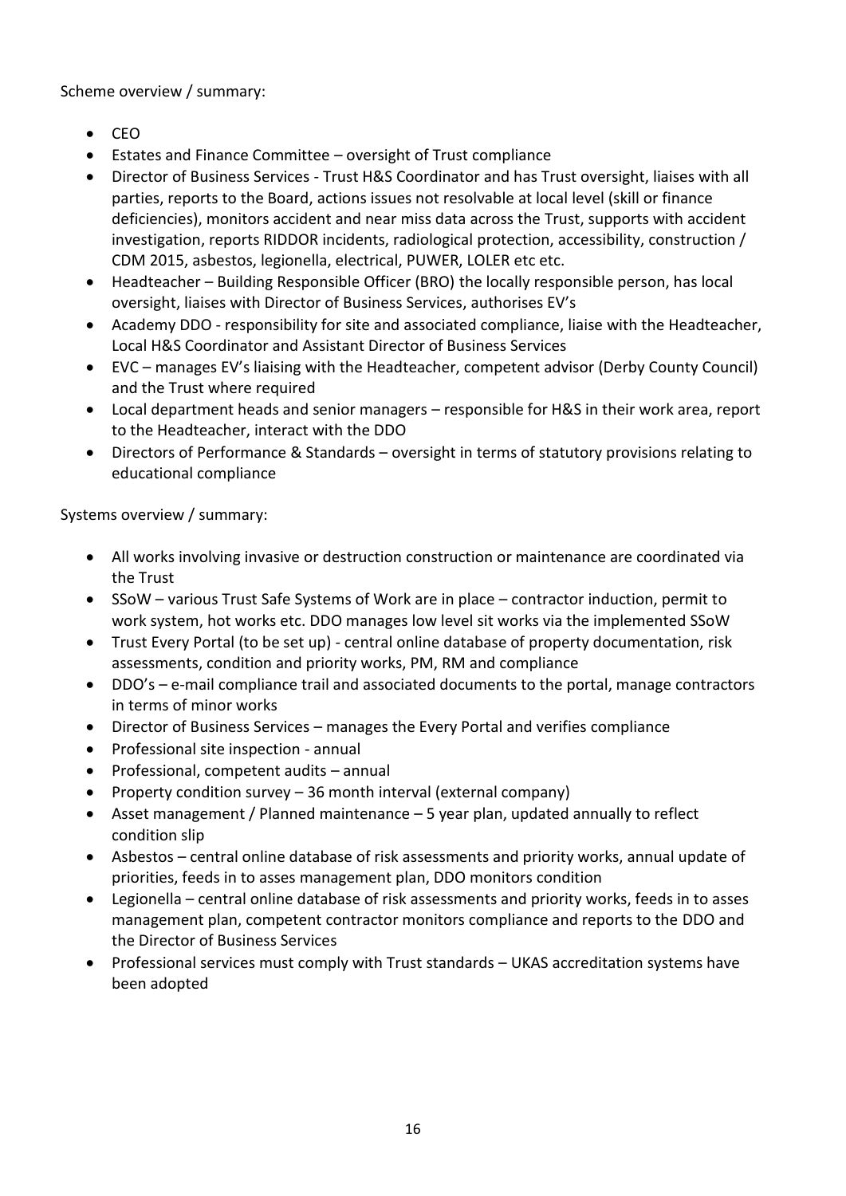Scheme overview / summary:

- CEO
- Estates and Finance Committee – oversight of Trust compliance
- Director of Business Services - Trust H&S Coordinator and has Trust oversight, liaises with all parties, reports to the Board, actions issues not resolvable at local level (skill or finance deficiencies), monitors accident and near miss data across the Trust, supports with accident investigation, reports RIDDOR incidents, radiological protection, accessibility, construction / CDM 2015, asbestos, legionella, electrical, PUWER, LOLER etc etc.
- Headteacher – Building Responsible Officer (BRO) the locally responsible person, has local oversight, liaises with Director of Business Services, authorises EV's
- Academy DDO - responsibility for site and associated compliance, liaise with the Headteacher, Local H&S Coordinator and Assistant Director of Business Services
- EVC – manages EV's liaising with the Headteacher, competent advisor (Derby County Council) and the Trust where required
- Local department heads and senior managers – responsible for H&S in their work area, report to the Headteacher, interact with the DDO
- Directors of Performance & Standards – oversight in terms of statutory provisions relating to educational compliance

Systems overview / summary:

- All works involving invasive or destruction construction or maintenance are coordinated via the Trust
- SSoW – various Trust Safe Systems of Work are in place – contractor induction, permit to work system, hot works etc. DDO manages low level sit works via the implemented SSoW
- Trust Every Portal (to be set up) - central online database of property documentation, risk assessments, condition and priority works, PM, RM and compliance
- DDO's – e-mail compliance trail and associated documents to the portal, manage contractors in terms of minor works
- Director of Business Services – manages the Every Portal and verifies compliance
- Professional site inspection - annual
- Professional, competent audits – annual
- Property condition survey – 36 month interval (external company)
- Asset management / Planned maintenance – 5 year plan, updated annually to reflect condition slip
- Asbestos – central online database of risk assessments and priority works, annual update of priorities, feeds in to asses management plan, DDO monitors condition
- Legionella – central online database of risk assessments and priority works, feeds in to asses management plan, competent contractor monitors compliance and reports to the DDO and the Director of Business Services
- Professional services must comply with Trust standards – UKAS accreditation systems have been adopted